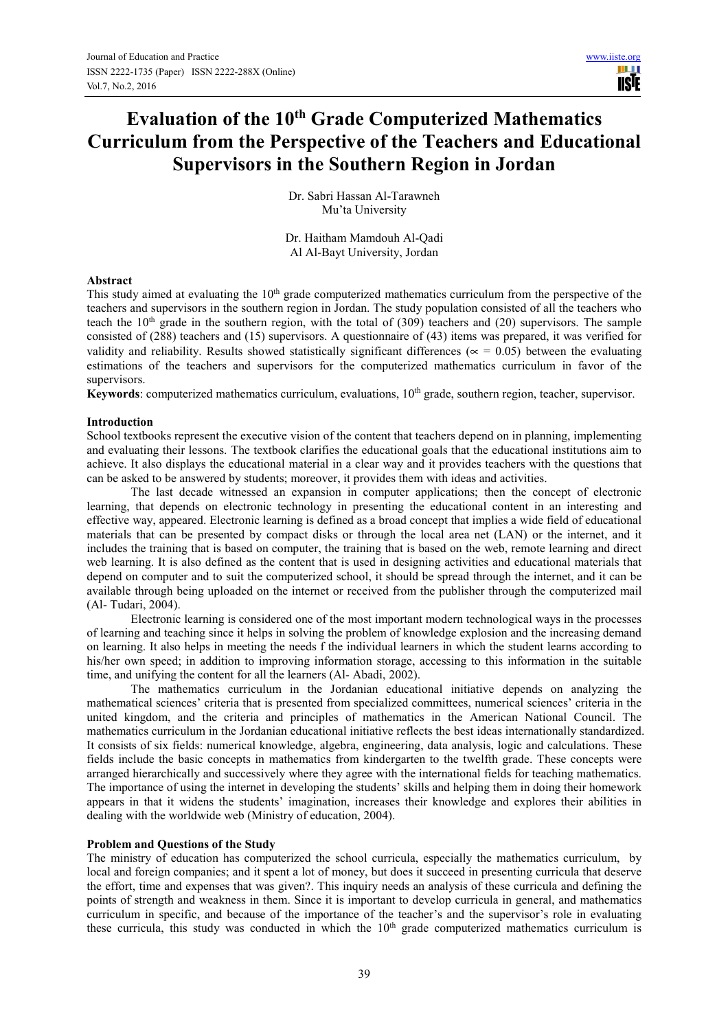# Evaluation of the 10th Grade Computerized Mathematics Curriculum from the Perspective of the Teachers and Educational Supervisors in the Southern Region in Jordan

Dr. Sabri Hassan Al-Tarawneh
Mu'ta University

Dr. Haitham Mamdouh Al-Qadi
Al Al-Bayt University, Jordan

## Abstract

This study aimed at evaluating the 10th grade computerized mathematics curriculum from the perspective of the teachers and supervisors in the southern region in Jordan. The study population consisted of all the teachers who teach the 10th grade in the southern region, with the total of (309) teachers and (20) supervisors. The sample consisted of (288) teachers and (15) supervisors. A questionnaire of (43) items was prepared, it was verified for validity and reliability. Results showed statistically significant differences ($\propto = 0.05$) between the evaluating estimations of the teachers and supervisors for the computerized mathematics curriculum in favor of the supervisors.

**Keywords**: computerized mathematics curriculum, evaluations, 10th grade, southern region, teacher, supervisor.

## Introduction

School textbooks represent the executive vision of the content that teachers depend on in planning, implementing and evaluating their lessons. The textbook clarifies the educational goals that the educational institutions aim to achieve. It also displays the educational material in a clear way and it provides teachers with the questions that can be asked to be answered by students; moreover, it provides them with ideas and activities.

The last decade witnessed an expansion in computer applications; then the concept of electronic learning, that depends on electronic technology in presenting the educational content in an interesting and effective way, appeared. Electronic learning is defined as a broad concept that implies a wide field of educational materials that can be presented by compact disks or through the local area net (LAN) or the internet, and it includes the training that is based on computer, the training that is based on the web, remote learning and direct web learning. It is also defined as the content that is used in designing activities and educational materials that depend on computer and to suit the computerized school, it should be spread through the internet, and it can be available through being uploaded on the internet or received from the publisher through the computerized mail (Al- Tudari, 2004).

Electronic learning is considered one of the most important modern technological ways in the processes of learning and teaching since it helps in solving the problem of knowledge explosion and the increasing demand on learning. It also helps in meeting the needs f the individual learners in which the student learns according to his/her own speed; in addition to improving information storage, accessing to this information in the suitable time, and unifying the content for all the learners (Al- Abadi, 2002).

The mathematics curriculum in the Jordanian educational initiative depends on analyzing the mathematical sciences' criteria that is presented from specialized committees, numerical sciences' criteria in the united kingdom, and the criteria and principles of mathematics in the American National Council. The mathematics curriculum in the Jordanian educational initiative reflects the best ideas internationally standardized. It consists of six fields: numerical knowledge, algebra, engineering, data analysis, logic and calculations. These fields include the basic concepts in mathematics from kindergarten to the twelfth grade. These concepts were arranged hierarchically and successively where they agree with the international fields for teaching mathematics. The importance of using the internet in developing the students' skills and helping them in doing their homework appears in that it widens the students' imagination, increases their knowledge and explores their abilities in dealing with the worldwide web (Ministry of education, 2004).

## Problem and Questions of the Study

The ministry of education has computerized the school curricula, especially the mathematics curriculum, by local and foreign companies; and it spent a lot of money, but does it succeed in presenting curricula that deserve the effort, time and expenses that was given?. This inquiry needs an analysis of these curricula and defining the points of strength and weakness in them. Since it is important to develop curricula in general, and mathematics curriculum in specific, and because of the importance of the teacher's and the supervisor's role in evaluating these curricula, this study was conducted in which the 10th grade computerized mathematics curriculum is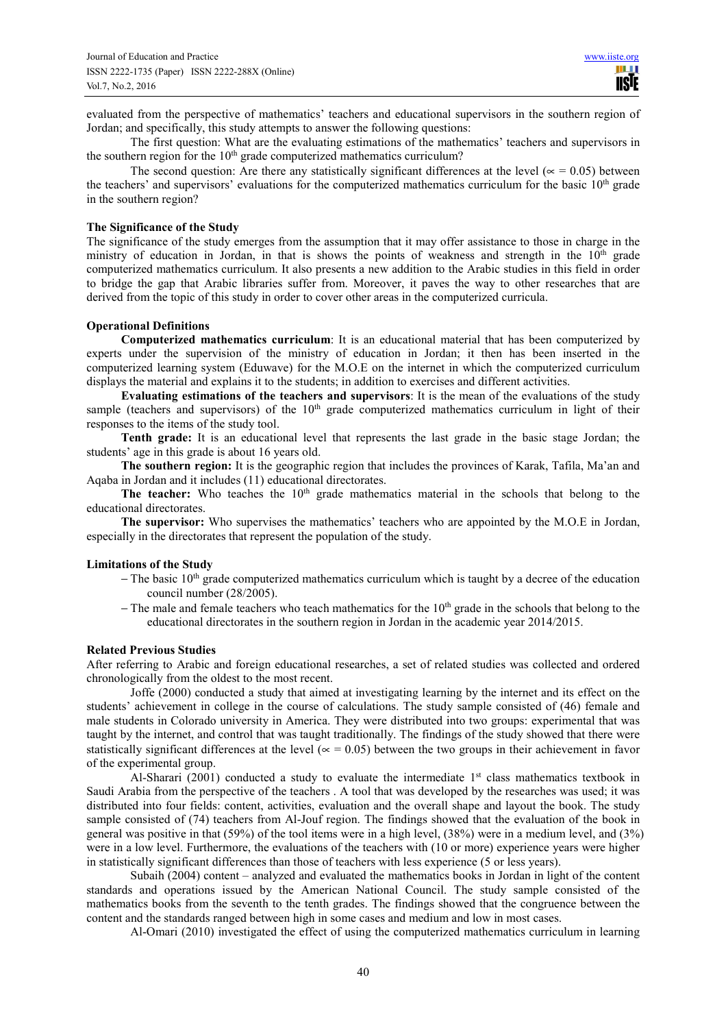evaluated from the perspective of mathematics' teachers and educational supervisors in the southern region of Jordan; and specifically, this study attempts to answer the following questions:

The first question: What are the evaluating estimations of the mathematics' teachers and supervisors in the southern region for the 10th grade computerized mathematics curriculum?

The second question: Are there any statistically significant differences at the level ($\propto = 0.05$) between the teachers' and supervisors' evaluations for the computerized mathematics curriculum for the basic 10th grade in the southern region?

**The Significance of the Study**

The significance of the study emerges from the assumption that it may offer assistance to those in charge in the ministry of education in Jordan, in that is shows the points of weakness and strength in the 10th grade computerized mathematics curriculum. It also presents a new addition to the Arabic studies in this field in order to bridge the gap that Arabic libraries suffer from. Moreover, it paves the way to other researches that are derived from the topic of this study in order to cover other areas in the computerized curricula.

**Operational Definitions**

**Computerized mathematics curriculum**: It is an educational material that has been computerized by experts under the supervision of the ministry of education in Jordan; it then has been inserted in the computerized learning system (Eduwave) for the M.O.E on the internet in which the computerized curriculum displays the material and explains it to the students; in addition to exercises and different activities.

**Evaluating estimations of the teachers and supervisors**: It is the mean of the evaluations of the study sample (teachers and supervisors) of the 10th grade computerized mathematics curriculum in light of their responses to the items of the study tool.

**Tenth grade:** It is an educational level that represents the last grade in the basic stage Jordan; the students' age in this grade is about 16 years old.

**The southern region:** It is the geographic region that includes the provinces of Karak, Tafila, Ma'an and Aqaba in Jordan and it includes (11) educational directorates.

**The teacher:** Who teaches the 10th grade mathematics material in the schools that belong to the educational directorates.

**The supervisor:** Who supervises the mathematics' teachers who are appointed by the M.O.E in Jordan, especially in the directorates that represent the population of the study.

**Limitations of the Study**

- The basic 10th grade computerized mathematics curriculum which is taught by a decree of the education council number (28/2005).
- The male and female teachers who teach mathematics for the 10th grade in the schools that belong to the educational directorates in the southern region in Jordan in the academic year 2014/2015.

**Related Previous Studies**

After referring to Arabic and foreign educational researches, a set of related studies was collected and ordered chronologically from the oldest to the most recent.

Joffe (2000) conducted a study that aimed at investigating learning by the internet and its effect on the students' achievement in college in the course of calculations. The study sample consisted of (46) female and male students in Colorado university in America. They were distributed into two groups: experimental that was taught by the internet, and control that was taught traditionally. The findings of the study showed that there were statistically significant differences at the level ($\propto = 0.05$) between the two groups in their achievement in favor of the experimental group.

Al-Sharari (2001) conducted a study to evaluate the intermediate 1st class mathematics textbook in Saudi Arabia from the perspective of the teachers . A tool that was developed by the researches was used; it was distributed into four fields: content, activities, evaluation and the overall shape and layout the book. The study sample consisted of (74) teachers from Al-Jouf region. The findings showed that the evaluation of the book in general was positive in that (59%) of the tool items were in a high level, (38%) were in a medium level, and (3%) were in a low level. Furthermore, the evaluations of the teachers with (10 or more) experience years were higher in statistically significant differences than those of teachers with less experience (5 or less years).

Subaih (2004) content – analyzed and evaluated the mathematics books in Jordan in light of the content standards and operations issued by the American National Council. The study sample consisted of the mathematics books from the seventh to the tenth grades. The findings showed that the congruence between the content and the standards ranged between high in some cases and medium and low in most cases.

Al-Omari (2010) investigated the effect of using the computerized mathematics curriculum in learning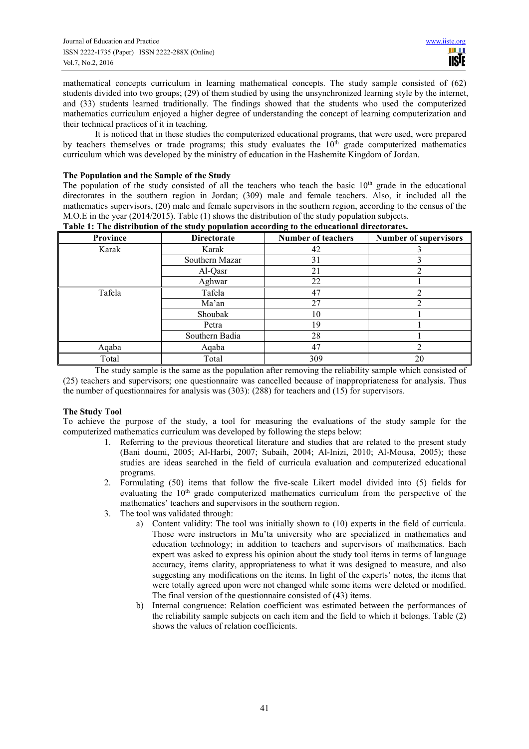mathematical concepts curriculum in learning mathematical concepts. The study sample consisted of (62) students divided into two groups; (29) of them studied by using the unsynchronized learning style by the internet, and (33) students learned traditionally. The findings showed that the students who used the computerized mathematics curriculum enjoyed a higher degree of understanding the concept of learning computerization and their technical practices of it in teaching.

It is noticed that in these studies the computerized educational programs, that were used, were prepared by teachers themselves or trade programs; this study evaluates the 10th grade computerized mathematics curriculum which was developed by the ministry of education in the Hashemite Kingdom of Jordan.

## The Population and the Sample of the Study

The population of the study consisted of all the teachers who teach the basic 10th grade in the educational directorates in the southern region in Jordan; (309) male and female teachers. Also, it included all the mathematics supervisors, (20) male and female supervisors in the southern region, according to the census of the M.O.E in the year (2014/2015). Table (1) shows the distribution of the study population subjects.

**Table 1: The distribution of the study population according to the educational directorates.**

| Province | Directorate | Number of teachers | Number of supervisors |
|---|---|---|---|
| Karak | Karak | 42 | 3 |
| | Southern Mazar | 31 | 3 |
| | Al-Qasr | 21 | 2 |
| | Aghwar | 22 | 1 |
| Tafela | Tafela | 47 | 2 |
| | Ma'an | 27 | 2 |
| | Shoubak | 10 | 1 |
| | Petra | 19 | 1 |
| | Southern Badia | 28 | 1 |
| Aqaba | Aqaba | 47 | 2 |
| Total | Total | 309 | 20 |

The study sample is the same as the population after removing the reliability sample which consisted of (25) teachers and supervisors; one questionnaire was cancelled because of inappropriateness for analysis. Thus the number of questionnaires for analysis was (303): (288) for teachers and (15) for supervisors.

## The Study Tool

To achieve the purpose of the study, a tool for measuring the evaluations of the study sample for the computerized mathematics curriculum was developed by following the steps below:

1. Referring to the previous theoretical literature and studies that are related to the present study (Bani doumi, 2005; Al-Harbi, 2007; Subaih, 2004; Al-Inizi, 2010; Al-Mousa, 2005); these studies are ideas searched in the field of curricula evaluation and computerized educational programs.
2. Formulating (50) items that follow the five-scale Likert model divided into (5) fields for evaluating the 10th grade computerized mathematics curriculum from the perspective of the mathematics' teachers and supervisors in the southern region.
3. The tool was validated through:
   a) Content validity: The tool was initially shown to (10) experts in the field of curricula. Those were instructors in Mu'ta university who are specialized in mathematics and education technology; in addition to teachers and supervisors of mathematics. Each expert was asked to express his opinion about the study tool items in terms of language accuracy, items clarity, appropriateness to what it was designed to measure, and also suggesting any modifications on the items. In light of the experts' notes, the items that were totally agreed upon were not changed while some items were deleted or modified. The final version of the questionnaire consisted of (43) items.
   b) Internal congruence: Relation coefficient was estimated between the performances of the reliability sample subjects on each item and the field to which it belongs. Table (2) shows the values of relation coefficients.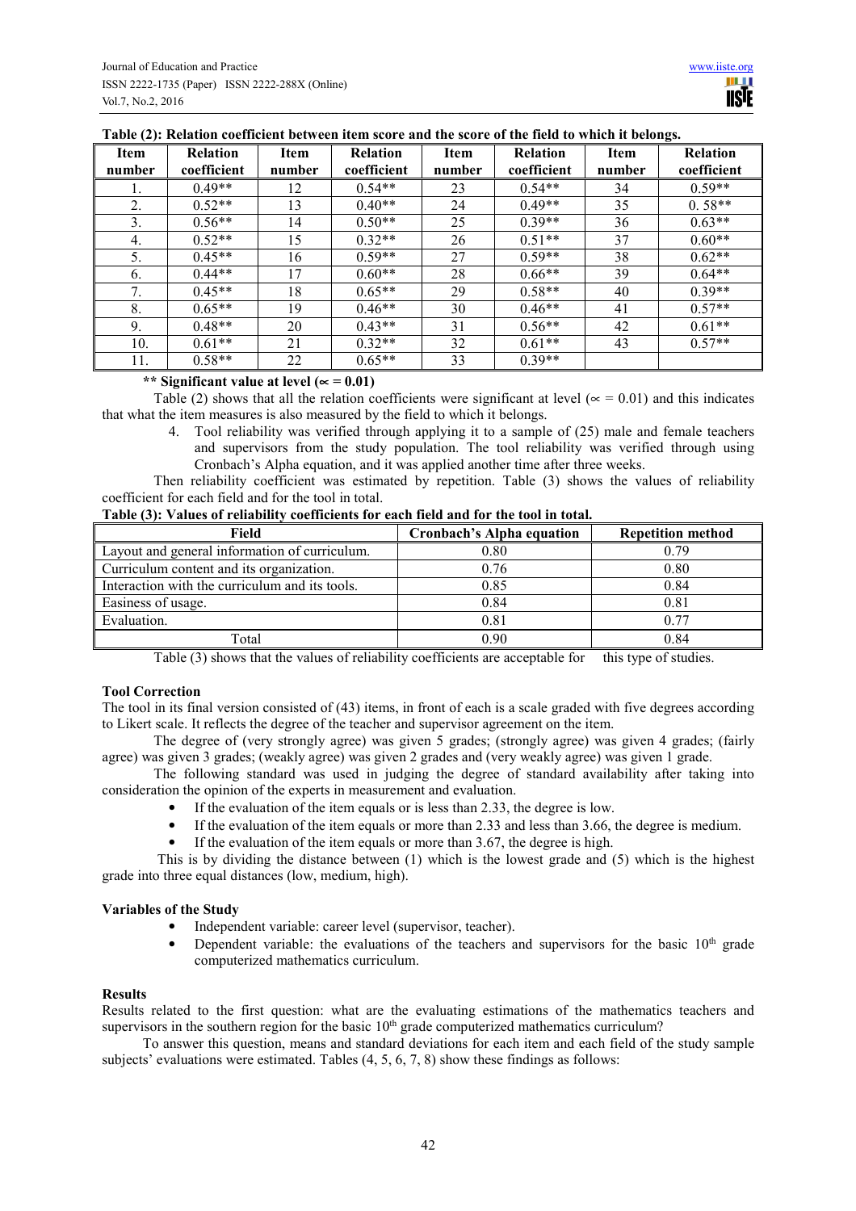**Table (2): Relation coefficient between item score and the score of the field to which it belongs.**

| Item number | Relation coefficient | Item number | Relation coefficient | Item number | Relation coefficient | Item number | Relation coefficient |
|---|---|---|---|---|---|---|---|
| 1. | 0.49** | 12 | 0.54** | 23 | 0.54** | 34 | 0.59** |
| 2. | 0.52** | 13 | 0.40** | 24 | 0.49** | 35 | 0. 58** |
| 3. | 0.56** | 14 | 0.50** | 25 | 0.39** | 36 | 0.63** |
| 4. | 0.52** | 15 | 0.32** | 26 | 0.51** | 37 | 0.60** |
| 5. | 0.45** | 16 | 0.59** | 27 | 0.59** | 38 | 0.62** |
| 6. | 0.44** | 17 | 0.60** | 28 | 0.66** | 39 | 0.64** |
| 7. | 0.45** | 18 | 0.65** | 29 | 0.58** | 40 | 0.39** |
| 8. | 0.65** | 19 | 0.46** | 30 | 0.46** | 41 | 0.57** |
| 9. | 0.48** | 20 | 0.43** | 31 | 0.56** | 42 | 0.61** |
| 10. | 0.61** | 21 | 0.32** | 32 | 0.61** | 43 | 0.57** |
| 11. | 0.58** | 22 | 0.65** | 33 | 0.39** | | |

**** Significant value at level ($\propto = 0.01$)**

Table (2) shows that all the relation coefficients were significant at level ($\propto = 0.01$) and this indicates that what the item measures is also measured by the field to which it belongs.

4. Tool reliability was verified through applying it to a sample of (25) male and female teachers and supervisors from the study population. The tool reliability was verified through using Cronbach's Alpha equation, and it was applied another time after three weeks.

Then reliability coefficient was estimated by repetition. Table (3) shows the values of reliability coefficient for each field and for the tool in total.

**Table (3): Values of reliability coefficients for each field and for the tool in total.**

| Field | Cronbach's Alpha equation | Repetition method |
|---|---|---|
| Layout and general information of curriculum. | 0.80 | 0.79 |
| Curriculum content and its organization. | 0.76 | 0.80 |
| Interaction with the curriculum and its tools. | 0.85 | 0.84 |
| Easiness of usage. | 0.84 | 0.81 |
| Evaluation. | 0.81 | 0.77 |
| Total | 0.90 | 0.84 |

Table (3) shows that the values of reliability coefficients are acceptable for this type of studies.

### Tool Correction

The tool in its final version consisted of (43) items, in front of each is a scale graded with five degrees according to Likert scale. It reflects the degree of the teacher and supervisor agreement on the item.

The degree of (very strongly agree) was given 5 grades; (strongly agree) was given 4 grades; (fairly agree) was given 3 grades; (weakly agree) was given 2 grades and (very weakly agree) was given 1 grade.

The following standard was used in judging the degree of standard availability after taking into consideration the opinion of the experts in measurement and evaluation.

- If the evaluation of the item equals or is less than 2.33, the degree is low.
- If the evaluation of the item equals or more than 2.33 and less than 3.66, the degree is medium.
- If the evaluation of the item equals or more than 3.67, the degree is high.

This is by dividing the distance between (1) which is the lowest grade and (5) which is the highest grade into three equal distances (low, medium, high).

### Variables of the Study

- Independent variable: career level (supervisor, teacher).
- Dependent variable: the evaluations of the teachers and supervisors for the basic $10^{th}$ grade computerized mathematics curriculum.

### Results

Results related to the first question: what are the evaluating estimations of the mathematics teachers and supervisors in the southern region for the basic $10^{th}$ grade computerized mathematics curriculum?

To answer this question, means and standard deviations for each item and each field of the study sample subjects' evaluations were estimated. Tables (4, 5, 6, 7, 8) show these findings as follows: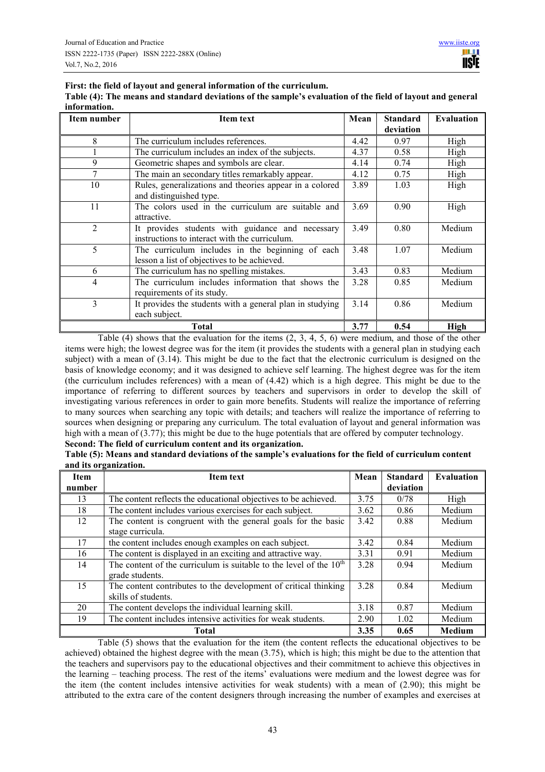**First: the field of layout and general information of the curriculum.**

**Table (4): The means and standard deviations of the sample's evaluation of the field of layout and general information.**

| Item number | Item text | Mean | Standard deviation | Evaluation |
|---|---|---|---|---|
| 8 | The curriculum includes references. | 4.42 | 0.97 | High |
| 1 | The curriculum includes an index of the subjects. | 4.37 | 0.58 | High |
| 9 | Geometric shapes and symbols are clear. | 4.14 | 0.74 | High |
| 7 | The main an secondary titles remarkably appear. | 4.12 | 0.75 | High |
| 10 | Rules, generalizations and theories appear in a colored and distinguished type. | 3.89 | 1.03 | High |
| 11 | The colors used in the curriculum are suitable and attractive. | 3.69 | 0.90 | High |
| 2 | It provides students with guidance and necessary instructions to interact with the curriculum. | 3.49 | 0.80 | Medium |
| 5 | The curriculum includes in the beginning of each lesson a list of objectives to be achieved. | 3.48 | 1.07 | Medium |
| 6 | The curriculum has no spelling mistakes. | 3.43 | 0.83 | Medium |
| 4 | The curriculum includes information that shows the requirements of its study. | 3.28 | 0.85 | Medium |
| 3 | It provides the students with a general plan in studying each subject. | 3.14 | 0.86 | Medium |
| **Total** | | **3.77** | **0.54** | **High** |

Table (4) shows that the evaluation for the items (2, 3, 4, 5, 6) were medium, and those of the other items were high; the lowest degree was for the item (it provides the students with a general plan in studying each subject) with a mean of (3.14). This might be due to the fact that the electronic curriculum is designed on the basis of knowledge economy; and it was designed to achieve self learning. The highest degree was for the item (the curriculum includes references) with a mean of (4.42) which is a high degree. This might be due to the importance of referring to different sources by teachers and supervisors in order to develop the skill of investigating various references in order to gain more benefits. Students will realize the importance of referring to many sources when searching any topic with details; and teachers will realize the importance of referring to sources when designing or preparing any curriculum. The total evaluation of layout and general information was high with a mean of (3.77); this might be due to the huge potentials that are offered by computer technology.

**Second: The field of curriculum content and its organization.**

**Table (5): Means and standard deviations of the sample's evaluations for the field of curriculum content and its organization.**

| Item number | Item text | Mean | Standard deviation | Evaluation |
|---|---|---|---|---|
| 13 | The content reflects the educational objectives to be achieved. | 3.75 | 0/78 | High |
| 18 | The content includes various exercises for each subject. | 3.62 | 0.86 | Medium |
| 12 | The content is congruent with the general goals for the basic stage curricula. | 3.42 | 0.88 | Medium |
| 17 | the content includes enough examples on each subject. | 3.42 | 0.84 | Medium |
| 16 | The content is displayed in an exciting and attractive way. | 3.31 | 0.91 | Medium |
| 14 | The content of the curriculum is suitable to the level of the 10th grade students. | 3.28 | 0.94 | Medium |
| 15 | The content contributes to the development of critical thinking skills of students. | 3.28 | 0.84 | Medium |
| 20 | The content develops the individual learning skill. | 3.18 | 0.87 | Medium |
| 19 | The content includes intensive activities for weak students. | 2.90 | 1.02 | Medium |
| **Total** | | **3.35** | **0.65** | **Medium** |

Table (5) shows that the evaluation for the item (the content reflects the educational objectives to be achieved) obtained the highest degree with the mean (3.75), which is high; this might be due to the attention that the teachers and supervisors pay to the educational objectives and their commitment to achieve this objectives in the learning – teaching process. The rest of the items' evaluations were medium and the lowest degree was for the item (the content includes intensive activities for weak students) with a mean of (2.90); this might be attributed to the extra care of the content designers through increasing the number of examples and exercises at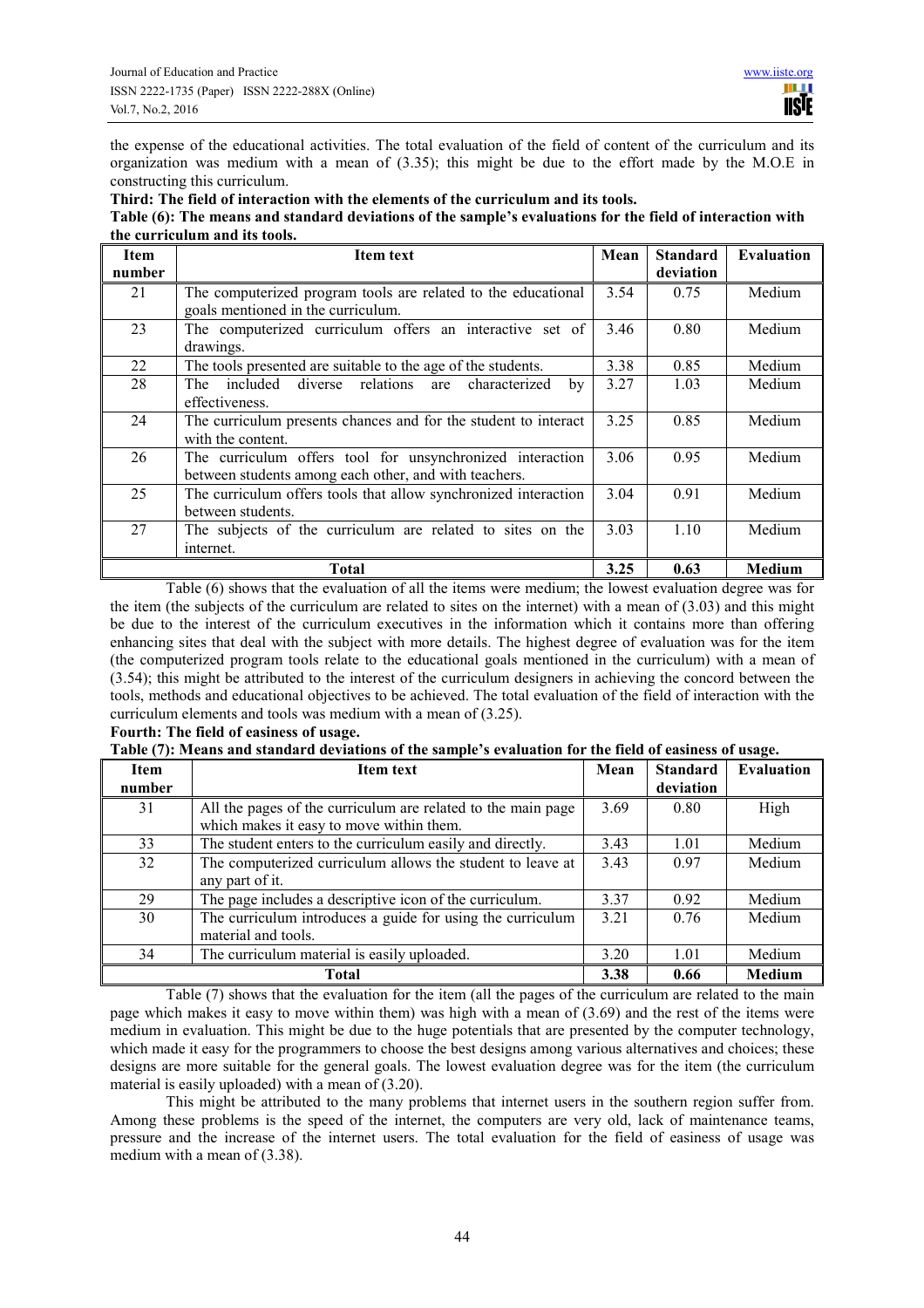the expense of the educational activities. The total evaluation of the field of content of the curriculum and its organization was medium with a mean of (3.35); this might be due to the effort made by the M.O.E in constructing this curriculum.

**Third: The field of interaction with the elements of the curriculum and its tools.**

**Table (6): The means and standard deviations of the sample's evaluations for the field of interaction with the curriculum and its tools.**

| Item number | Item text | Mean | Standard deviation | Evaluation |
|---|---|---|---|---|
| 21 | The computerized program tools are related to the educational goals mentioned in the curriculum. | 3.54 | 0.75 | Medium |
| 23 | The computerized curriculum offers an interactive set of drawings. | 3.46 | 0.80 | Medium |
| 22 | The tools presented are suitable to the age of the students. | 3.38 | 0.85 | Medium |
| 28 | The included diverse relations are characterized by effectiveness. | 3.27 | 1.03 | Medium |
| 24 | The curriculum presents chances and for the student to interact with the content. | 3.25 | 0.85 | Medium |
| 26 | The curriculum offers tool for unsynchronized interaction between students among each other, and with teachers. | 3.06 | 0.95 | Medium |
| 25 | The curriculum offers tools that allow synchronized interaction between students. | 3.04 | 0.91 | Medium |
| 27 | The subjects of the curriculum are related to sites on the internet. | 3.03 | 1.10 | Medium |
| **Total** | | **3.25** | **0.63** | **Medium** |

Table (6) shows that the evaluation of all the items were medium; the lowest evaluation degree was for the item (the subjects of the curriculum are related to sites on the internet) with a mean of (3.03) and this might be due to the interest of the curriculum executives in the information which it contains more than offering enhancing sites that deal with the subject with more details. The highest degree of evaluation was for the item (the computerized program tools relate to the educational goals mentioned in the curriculum) with a mean of (3.54); this might be attributed to the interest of the curriculum designers in achieving the concord between the tools, methods and educational objectives to be achieved. The total evaluation of the field of interaction with the curriculum elements and tools was medium with a mean of (3.25).

**Fourth: The field of easiness of usage.**

**Table (7): Means and standard deviations of the sample's evaluation for the field of easiness of usage.**

| Item number | Item text | Mean | Standard deviation | Evaluation |
|---|---|---|---|---|
| 31 | All the pages of the curriculum are related to the main page which makes it easy to move within them. | 3.69 | 0.80 | High |
| 33 | The student enters to the curriculum easily and directly. | 3.43 | 1.01 | Medium |
| 32 | The computerized curriculum allows the student to leave at any part of it. | 3.43 | 0.97 | Medium |
| 29 | The page includes a descriptive icon of the curriculum. | 3.37 | 0.92 | Medium |
| 30 | The curriculum introduces a guide for using the curriculum material and tools. | 3.21 | 0.76 | Medium |
| 34 | The curriculum material is easily uploaded. | 3.20 | 1.01 | Medium |
| **Total** | | **3.38** | **0.66** | **Medium** |

Table (7) shows that the evaluation for the item (all the pages of the curriculum are related to the main page which makes it easy to move within them) was high with a mean of (3.69) and the rest of the items were medium in evaluation. This might be due to the huge potentials that are presented by the computer technology, which made it easy for the programmers to choose the best designs among various alternatives and choices; these designs are more suitable for the general goals. The lowest evaluation degree was for the item (the curriculum material is easily uploaded) with a mean of (3.20).

This might be attributed to the many problems that internet users in the southern region suffer from. Among these problems is the speed of the internet, the computers are very old, lack of maintenance teams, pressure and the increase of the internet users. The total evaluation for the field of easiness of usage was medium with a mean of (3.38).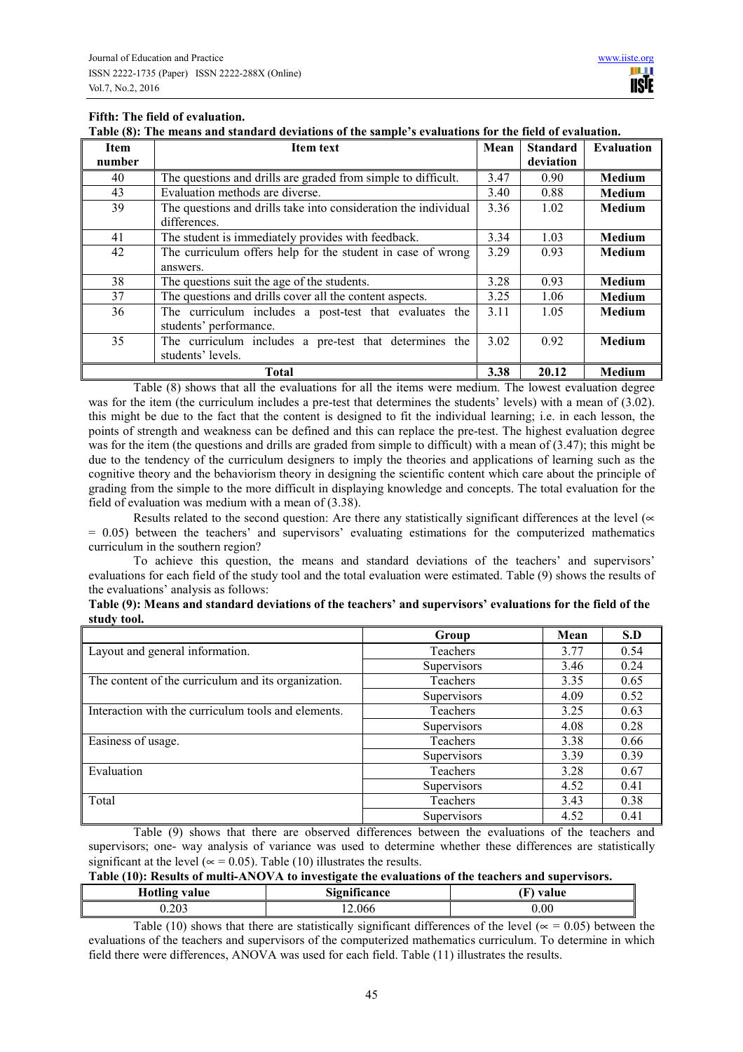**Fifth: The field of evaluation.**

**Table (8): The means and standard deviations of the sample's evaluations for the field of evaluation.**

| Item number | Item text | Mean | Standard deviation | Evaluation |
|---|---|---|---|---|
| 40 | The questions and drills are graded from simple to difficult. | 3.47 | 0.90 | **Medium** |
| 43 | Evaluation methods are diverse. | 3.40 | 0.88 | **Medium** |
| 39 | The questions and drills take into consideration the individual differences. | 3.36 | 1.02 | **Medium** |
| 41 | The student is immediately provides with feedback. | 3.34 | 1.03 | **Medium** |
| 42 | The curriculum offers help for the student in case of wrong answers. | 3.29 | 0.93 | **Medium** |
| 38 | The questions suit the age of the students. | 3.28 | 0.93 | **Medium** |
| 37 | The questions and drills cover all the content aspects. | 3.25 | 1.06 | **Medium** |
| 36 | The curriculum includes a post-test that evaluates the students' performance. | 3.11 | 1.05 | **Medium** |
| 35 | The curriculum includes a pre-test that determines the students' levels. | 3.02 | 0.92 | **Medium** |
| **Total** | | **3.38** | **20.12** | **Medium** |

Table (8) shows that all the evaluations for all the items were medium. The lowest evaluation degree was for the item (the curriculum includes a pre-test that determines the students' levels) with a mean of (3.02). this might be due to the fact that the content is designed to fit the individual learning; i.e. in each lesson, the points of strength and weakness can be defined and this can replace the pre-test. The highest evaluation degree was for the item (the questions and drills are graded from simple to difficult) with a mean of (3.47); this might be due to the tendency of the curriculum designers to imply the theories and applications of learning such as the cognitive theory and the behaviorism theory in designing the scientific content which care about the principle of grading from the simple to the more difficult in displaying knowledge and concepts. The total evaluation for the field of evaluation was medium with a mean of (3.38).

Results related to the second question: Are there any statistically significant differences at the level ($\propto = 0.05$) between the teachers' and supervisors' evaluating estimations for the computerized mathematics curriculum in the southern region?

To achieve this question, the means and standard deviations of the teachers' and supervisors' evaluations for each field of the study tool and the total evaluation were estimated. Table (9) shows the results of the evaluations' analysis as follows:

**Table (9): Means and standard deviations of the teachers' and supervisors' evaluations for the field of the study tool.**

| | Group | Mean | S.D |
|---|---|---|---|
| Layout and general information. | Teachers | 3.77 | 0.54 |
| | Supervisors | 3.46 | 0.24 |
| The content of the curriculum and its organization. | Teachers | 3.35 | 0.65 |
| | Supervisors | 4.09 | 0.52 |
| Interaction with the curriculum tools and elements. | Teachers | 3.25 | 0.63 |
| | Supervisors | 4.08 | 0.28 |
| Easiness of usage. | Teachers | 3.38 | 0.66 |
| | Supervisors | 3.39 | 0.39 |
| Evaluation | Teachers | 3.28 | 0.67 |
| | Supervisors | 4.52 | 0.41 |
| Total | Teachers | 3.43 | 0.38 |
| | Supervisors | 4.52 | 0.41 |

Table (9) shows that there are observed differences between the evaluations of the teachers and supervisors; one- way analysis of variance was used to determine whether these differences are statistically significant at the level ($\propto = 0.05$). Table (10) illustrates the results.

**Table (10): Results of multi-ANOVA to investigate the evaluations of the teachers and supervisors.**

| Hotling value | Significance | (F) value |
|---|---|---|
| 0.203 | 12.066 | 0.00 |

Table (10) shows that there are statistically significant differences of the level ($\propto = 0.05$) between the evaluations of the teachers and supervisors of the computerized mathematics curriculum. To determine in which field there were differences, ANOVA was used for each field. Table (11) illustrates the results.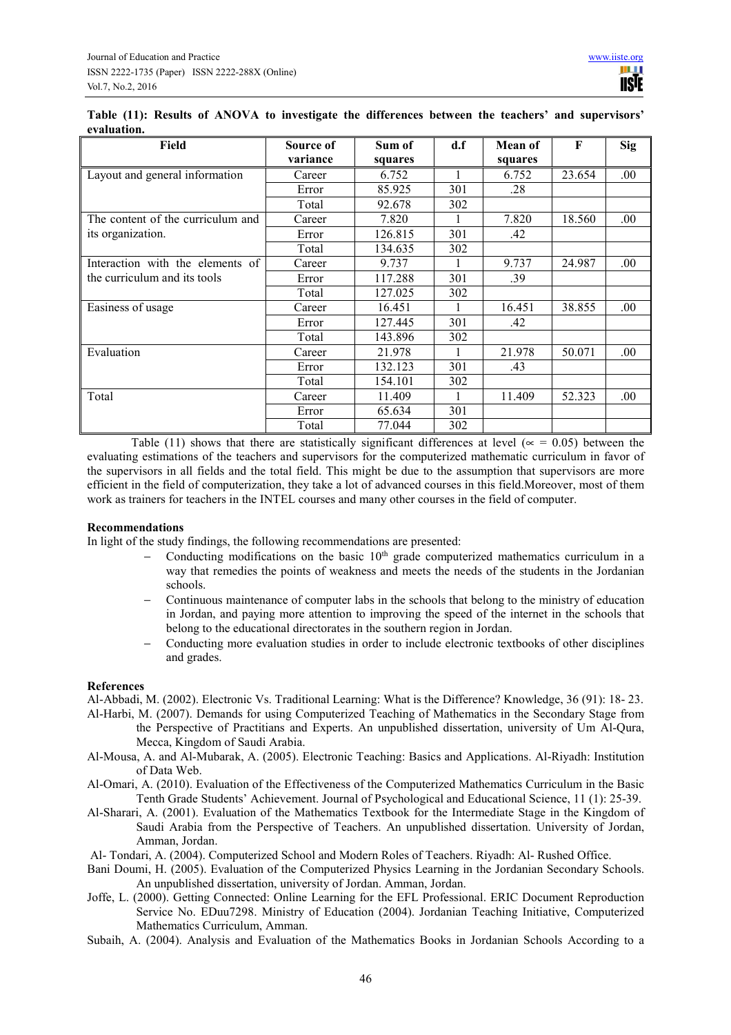**Table (11): Results of ANOVA to investigate the differences between the teachers' and supervisors' evaluation.**

| Field | Source of variance | Sum of squares | d.f | Mean of squares | F | Sig |
|---|---|---|---|---|---|---|
| Layout and general information | Career | 6.752 | 1 | 6.752 | 23.654 | .00 |
| | Error | 85.925 | 301 | .28 | | |
| | Total | 92.678 | 302 | | | |
| The content of the curriculum and its organization. | Career | 7.820 | 1 | 7.820 | 18.560 | .00 |
| | Error | 126.815 | 301 | .42 | | |
| | Total | 134.635 | 302 | | | |
| Interaction with the elements of the curriculum and its tools | Career | 9.737 | 1 | 9.737 | 24.987 | .00 |
| | Error | 117.288 | 301 | .39 | | |
| | Total | 127.025 | 302 | | | |
| Easiness of usage | Career | 16.451 | 1 | 16.451 | 38.855 | .00 |
| | Error | 127.445 | 301 | .42 | | |
| | Total | 143.896 | 302 | | | |
| Evaluation | Career | 21.978 | 1 | 21.978 | 50.071 | .00 |
| | Error | 132.123 | 301 | .43 | | |
| | Total | 154.101 | 302 | | | |
| Total | Career | 11.409 | 1 | 11.409 | 52.323 | .00 |
| | Error | 65.634 | 301 | | | |
| | Total | 77.044 | 302 | | | |

Table (11) shows that there are statistically significant differences at level ($\propto$ = 0.05) between the evaluating estimations of the teachers and supervisors for the computerized mathematic curriculum in favor of the supervisors in all fields and the total field. This might be due to the assumption that supervisors are more efficient in the field of computerization, they take a lot of advanced courses in this field.Moreover, most of them work as trainers for teachers in the INTEL courses and many other courses in the field of computer.

## Recommendations

In light of the study findings, the following recommendations are presented:

- Conducting modifications on the basic 10th grade computerized mathematics curriculum in a way that remedies the points of weakness and meets the needs of the students in the Jordanian schools.
- Continuous maintenance of computer labs in the schools that belong to the ministry of education in Jordan, and paying more attention to improving the speed of the internet in the schools that belong to the educational directorates in the southern region in Jordan.
- Conducting more evaluation studies in order to include electronic textbooks of other disciplines and grades.

## References

Al-Abbadi, M. (2002). Electronic Vs. Traditional Learning: What is the Difference? Knowledge, 36 (91): 18- 23.

Al-Harbi, M. (2007). Demands for using Computerized Teaching of Mathematics in the Secondary Stage from the Perspective of Practitians and Experts. An unpublished dissertation, university of Um Al-Qura, Mecca, Kingdom of Saudi Arabia.

Al-Mousa, A. and Al-Mubarak, A. (2005). Electronic Teaching: Basics and Applications. Al-Riyadh: Institution of Data Web.

Al-Omari, A. (2010). Evaluation of the Effectiveness of the Computerized Mathematics Curriculum in the Basic Tenth Grade Students' Achievement. Journal of Psychological and Educational Science, 11 (1): 25-39.

Al-Sharari, A. (2001). Evaluation of the Mathematics Textbook for the Intermediate Stage in the Kingdom of Saudi Arabia from the Perspective of Teachers. An unpublished dissertation. University of Jordan, Amman, Jordan.

Al- Tondari, A. (2004). Computerized School and Modern Roles of Teachers. Riyadh: Al- Rushed Office.

Bani Doumi, H. (2005). Evaluation of the Computerized Physics Learning in the Jordanian Secondary Schools. An unpublished dissertation, university of Jordan. Amman, Jordan.

Joffe, L. (2000). Getting Connected: Online Learning for the EFL Professional. ERIC Document Reproduction Service No. EDuu7298. Ministry of Education (2004). Jordanian Teaching Initiative, Computerized Mathematics Curriculum, Amman.

Subaih, A. (2004). Analysis and Evaluation of the Mathematics Books in Jordanian Schools According to a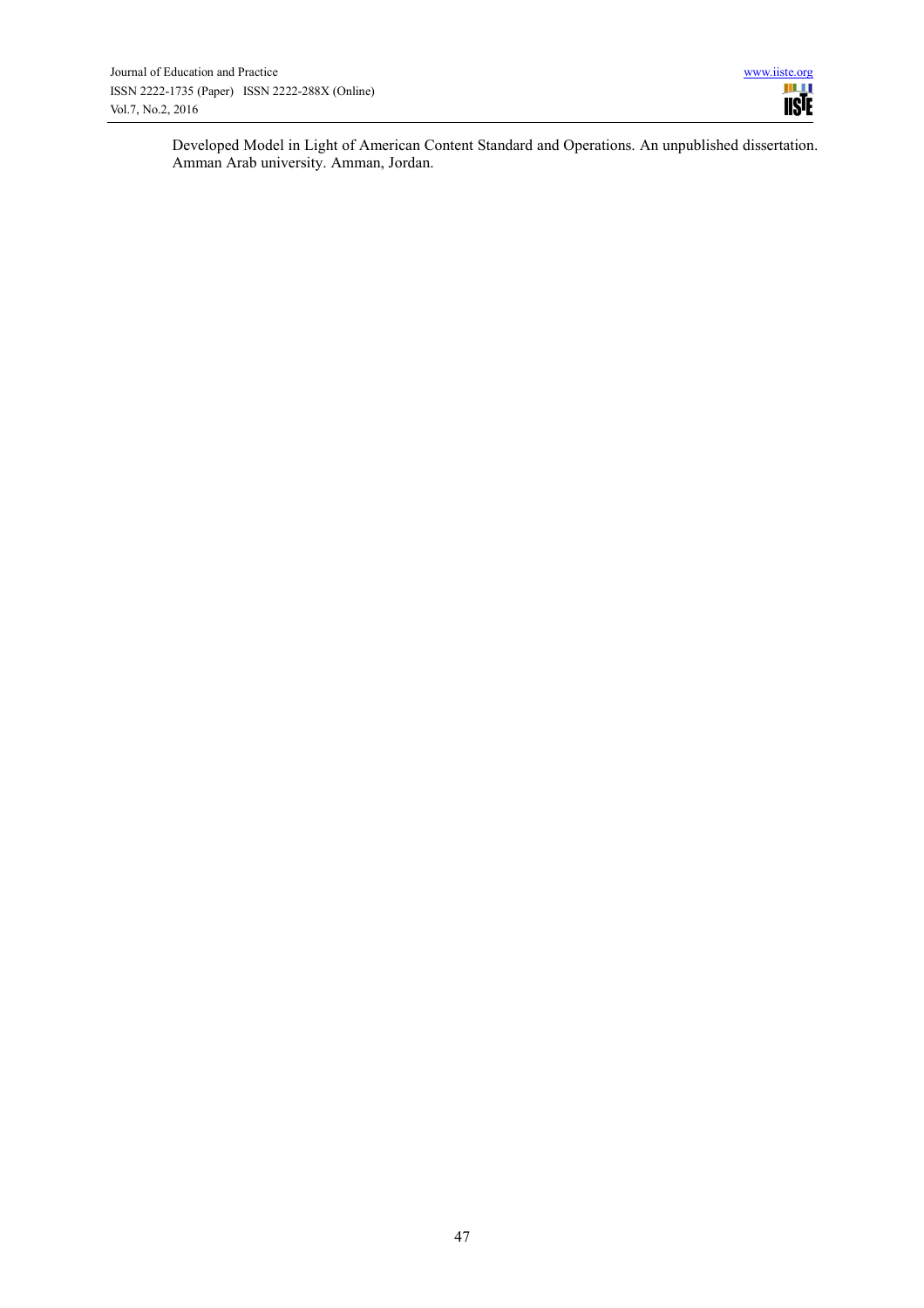Developed Model in Light of American Content Standard and Operations. An unpublished dissertation. Amman Arab university. Amman, Jordan.